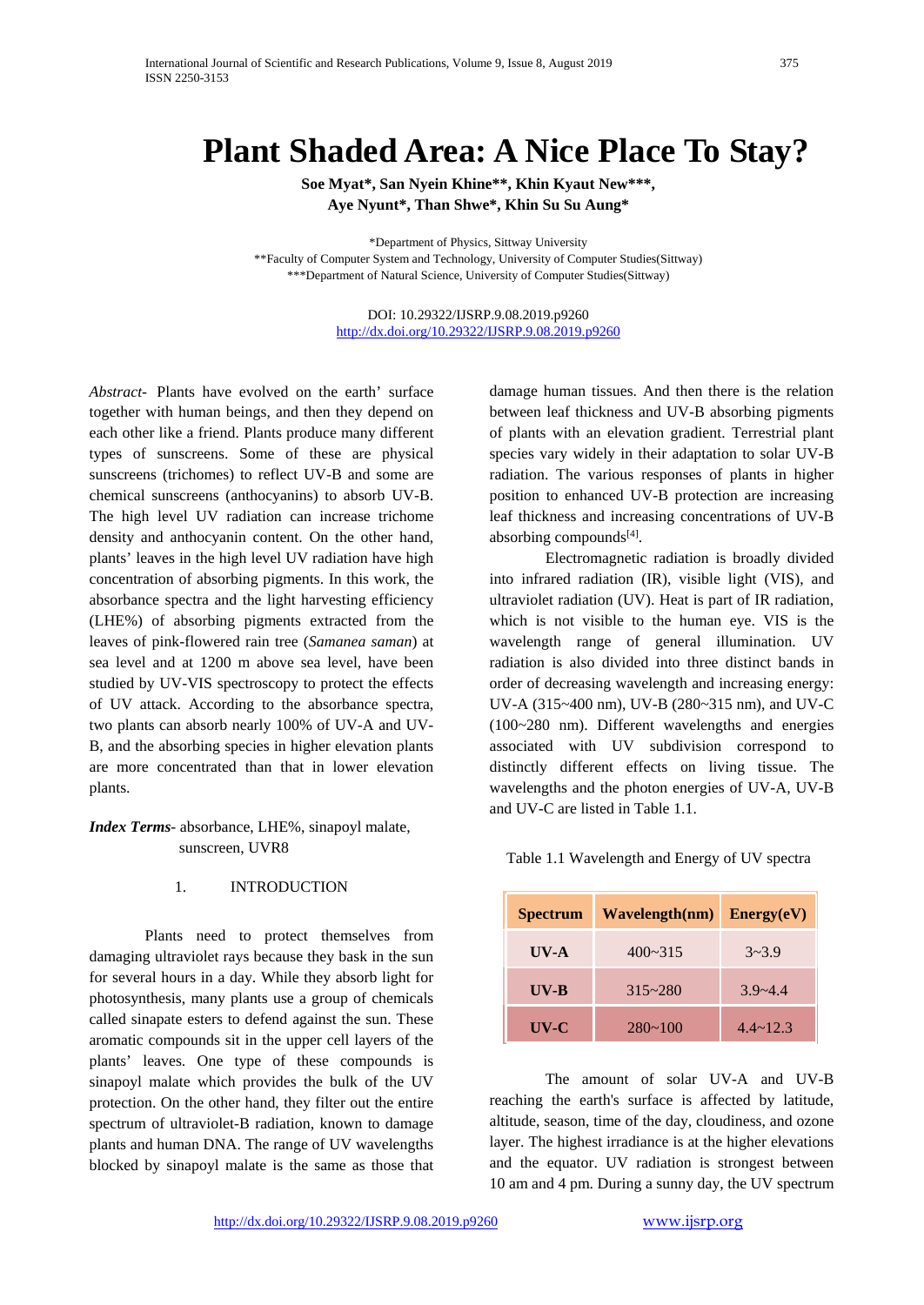# Plant Shaded Area: A Nice Place To Stay?

**Soe Myat\*, San Nyein Khine\*\*, Khin Kyaut New\*\*\*, Aye Nyunt\*, Than Shwe\*, Khin Su Su Aung\***

\*Department of Physics, Sittway University
\*\*Faculty of Computer System and Technology, University of Computer Studies(Sittway)
\*\*\*Department of Natural Science, University of Computer Studies(Sittway)

DOI: 10.29322/IJSRP.9.08.2019.p9260
http://dx.doi.org/10.29322/IJSRP.9.08.2019.p9260

*Abstract*- Plants have evolved on the earth' surface together with human beings, and then they depend on each other like a friend. Plants produce many different types of sunscreens. Some of these are physical sunscreens (trichomes) to reflect UV-B and some are chemical sunscreens (anthocyanins) to absorb UV-B. The high level UV radiation can increase trichome density and anthocyanin content. On the other hand, plants' leaves in the high level UV radiation have high concentration of absorbing pigments. In this work, the absorbance spectra and the light harvesting efficiency (LHE%) of absorbing pigments extracted from the leaves of pink-flowered rain tree (*Samanea saman*) at sea level and at 1200 m above sea level, have been studied by UV-VIS spectroscopy to protect the effects of UV attack. According to the absorbance spectra, two plants can absorb nearly 100% of UV-A and UV-B, and the absorbing species in higher elevation plants are more concentrated than that in lower elevation plants.

***Index Terms***- absorbance, LHE%, sinapoyl malate, sunscreen, UVR8

## 1. INTRODUCTION

Plants need to protect themselves from damaging ultraviolet rays because they bask in the sun for several hours in a day. While they absorb light for photosynthesis, many plants use a group of chemicals called sinapate esters to defend against the sun. These aromatic compounds sit in the upper cell layers of the plants' leaves. One type of these compounds is sinapoyl malate which provides the bulk of the UV protection. On the other hand, they filter out the entire spectrum of ultraviolet-B radiation, known to damage plants and human DNA. The range of UV wavelengths blocked by sinapoyl malate is the same as those that damage human tissues. And then there is the relation between leaf thickness and UV-B absorbing pigments of plants with an elevation gradient. Terrestrial plant species vary widely in their adaptation to solar UV-B radiation. The various responses of plants in higher position to enhanced UV-B protection are increasing leaf thickness and increasing concentrations of UV-B absorbing compounds[4].

Electromagnetic radiation is broadly divided into infrared radiation (IR), visible light (VIS), and ultraviolet radiation (UV). Heat is part of IR radiation, which is not visible to the human eye. VIS is the wavelength range of general illumination. UV radiation is also divided into three distinct bands in order of decreasing wavelength and increasing energy: UV-A (315~400 nm), UV-B (280~315 nm), and UV-C (100~280 nm). Different wavelengths and energies associated with UV subdivision correspond to distinctly different effects on living tissue. The wavelengths and the photon energies of UV-A, UV-B and UV-C are listed in Table 1.1.

Table 1.1 Wavelength and Energy of UV spectra

| Spectrum | Wavelength(nm) | Energy(eV) |
|---|---|---|
| UV-A | 400~315 | 3~3.9 |
| UV-B | 315~280 | 3.9~4.4 |
| UV-C | 280~100 | 4.4~12.3 |

The amount of solar UV-A and UV-B reaching the earth's surface is affected by latitude, altitude, season, time of the day, cloudiness, and ozone layer. The highest irradiance is at the higher elevations and the equator. UV radiation is strongest between 10 am and 4 pm. During a sunny day, the UV spectrum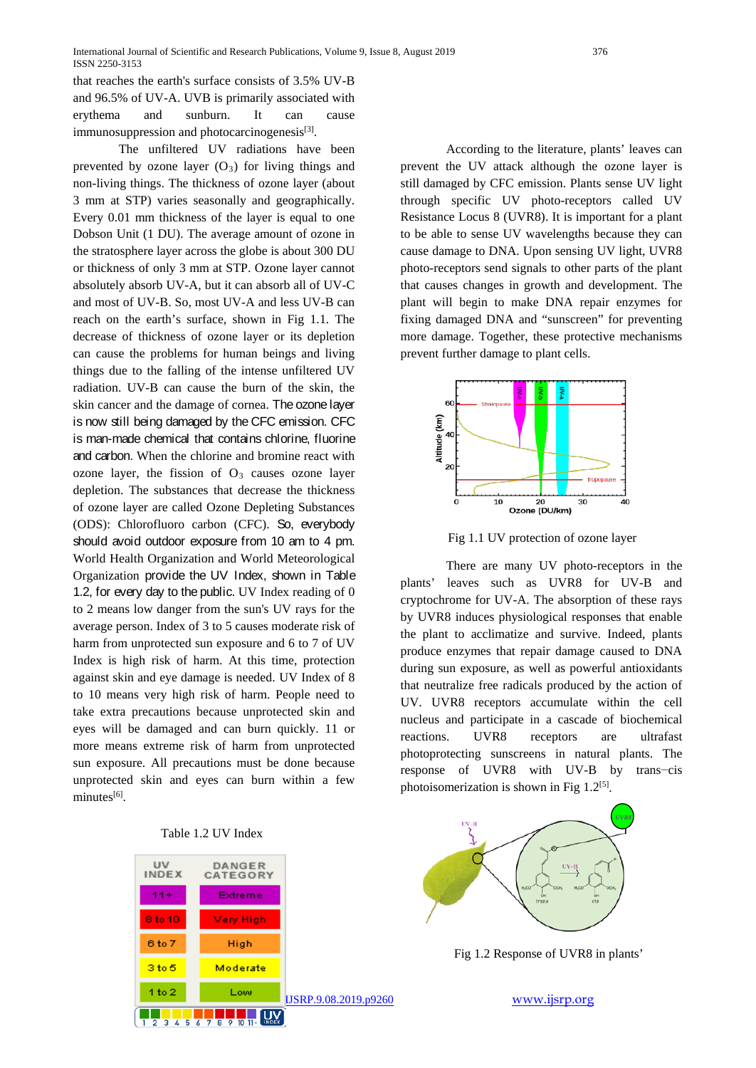that reaches the earth's surface consists of 3.5% UV-B and 96.5% of UV-A. UVB is primarily associated with erythema and sunburn. It can cause immunosuppression and photocarcinogenesis[3].

The unfiltered UV radiations have been prevented by ozone layer ($O_3$) for living things and non-living things. The thickness of ozone layer (about 3 mm at STP) varies seasonally and geographically. Every 0.01 mm thickness of the layer is equal to one Dobson Unit (1 DU). The average amount of ozone in the stratosphere layer across the globe is about 300 DU or thickness of only 3 mm at STP. Ozone layer cannot absolutely absorb UV-A, but it can absorb all of UV-C and most of UV-B. So, most UV-A and less UV-B can reach on the earth's surface, shown in Fig 1.1. The decrease of thickness of ozone layer or its depletion can cause the problems for human beings and living things due to the falling of the intense unfiltered UV radiation. UV-B can cause the burn of the skin, the skin cancer and the damage of cornea. The ozone layer is now still being damaged by the CFC emission. CFC is man-made chemical that contains chlorine, fluorine and carbon. When the chlorine and bromine react with ozone layer, the fission of $O_3$ causes ozone layer depletion. The substances that decrease the thickness of ozone layer are called Ozone Depleting Substances (ODS): Chlorofluoro carbon (CFC). So, everybody should avoid outdoor exposure from 10 am to 4 pm. World Health Organization and World Meteorological Organization provide the UV Index, shown in Table 1.2, for every day to the public. UV Index reading of 0 to 2 means low danger from the sun's UV rays for the average person. Index of 3 to 5 causes moderate risk of harm from unprotected sun exposure and 6 to 7 of UV Index is high risk of harm. At this time, protection against skin and eye damage is needed. UV Index of 8 to 10 means very high risk of harm. People need to take extra precautions because unprotected skin and eyes will be damaged and can burn quickly. 11 or more means extreme risk of harm from unprotected sun exposure. All precautions must be done because unprotected skin and eyes can burn within a few minutes[6].

Table 1.2 UV Index

| UV INDEX | DANGER CATEGORY |
|---|---|
| 11+ | Extreme |
| 8 to 10 | Very High |
| 6 to 7 | High |
| 3 to 5 | Moderate |
| 1 to 2 | Low |

According to the literature, plants' leaves can prevent the UV attack although the ozone layer is still damaged by CFC emission. Plants sense UV light through specific UV photo-receptors called UV Resistance Locus 8 (UVR8). It is important for a plant to be able to sense UV wavelengths because they can cause damage to DNA. Upon sensing UV light, UVR8 photo-receptors send signals to other parts of the plant that causes changes in growth and development. The plant will begin to make DNA repair enzymes for fixing damaged DNA and "sunscreen" for preventing more damage. Together, these protective mechanisms prevent further damage to plant cells.

Fig 1.1 UV protection of ozone layer

There are many UV photo-receptors in the plants' leaves such as UVR8 for UV-B and cryptochrome for UV-A. The absorption of these rays by UVR8 induces physiological responses that enable the plant to acclimatize and survive. Indeed, plants produce enzymes that repair damage caused to DNA during sun exposure, as well as powerful antioxidants that neutralize free radicals produced by the action of UV. UVR8 receptors accumulate within the cell nucleus and participate in a cascade of biochemical reactions. UVR8 receptors are ultrafast photoprotecting sunscreens in natural plants. The response of UVR8 with UV-B by trans−cis photoisomerization is shown in Fig 1.2[5].

Fig 1.2 Response of UVR8 in plants'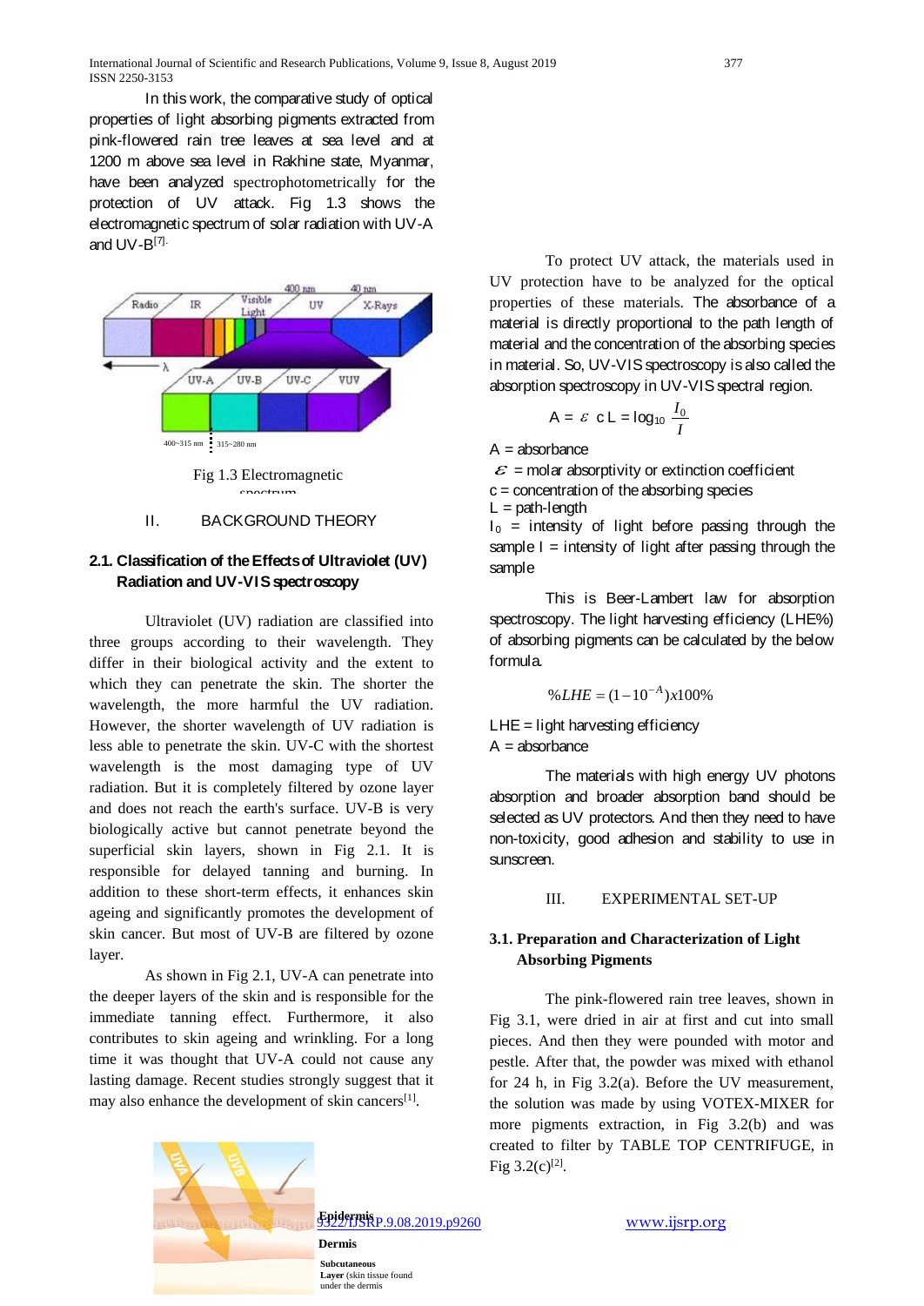In this work, the comparative study of optical properties of light absorbing pigments extracted from pink-flowered rain tree leaves at sea level and at 1200 m above sea level in Rakhine state, Myanmar, have been analyzed spectrophotometrically for the protection of UV attack. Fig 1.3 shows the electromagnetic spectrum of solar radiation with UV-A and UV-B[7].

Fig 1.3 Electromagnetic spectrum

## II. BACKGROUND THEORY

### 2.1. Classification of the Effects of Ultraviolet (UV) Radiation and UV-VIS spectroscopy

Ultraviolet (UV) radiation are classified into three groups according to their wavelength. They differ in their biological activity and the extent to which they can penetrate the skin. The shorter the wavelength, the more harmful the UV radiation. However, the shorter wavelength of UV radiation is less able to penetrate the skin. UV-C with the shortest wavelength is the most damaging type of UV radiation. But it is completely filtered by ozone layer and does not reach the earth's surface. UV-B is very biologically active but cannot penetrate beyond the superficial skin layers, shown in Fig 2.1. It is responsible for delayed tanning and burning. In addition to these short-term effects, it enhances skin ageing and significantly promotes the development of skin cancer. But most of UV-B are filtered by ozone layer.

As shown in Fig 2.1, UV-A can penetrate into the deeper layers of the skin and is responsible for the immediate tanning effect. Furthermore, it also contributes to skin ageing and wrinkling. For a long time it was thought that UV-A could not cause any lasting damage. Recent studies strongly suggest that it may also enhance the development of skin cancers[1].

Epidermis

Dermis

Subcutaneous Layer (skin tissue found under the dermis

To protect UV attack, the materials used in UV protection have to be analyzed for the optical properties of these materials. The absorbance of a material is directly proportional to the path length of material and the concentration of the absorbing species in material. So, UV-VIS spectroscopy is also called the absorption spectroscopy in UV-VIS spectral region.

$$A = \varepsilon \, c \, L = \log_{10} \frac{I_0}{I}$$

A = absorbance

$\varepsilon$ = molar absorptivity or extinction coefficient

c = concentration of the absorbing species

L = path-length

$I_0$ = intensity of light before passing through the sample I = intensity of light after passing through the sample

This is Beer-Lambert law for absorption spectroscopy. The light harvesting efficiency (LHE%) of absorbing pigments can be calculated by the below formula.

$$\%LHE = (1 - 10^{-A})x100\%$$

LHE = light harvesting efficiency

A = absorbance

The materials with high energy UV photons absorption and broader absorption band should be selected as UV protectors. And then they need to have non-toxicity, good adhesion and stability to use in sunscreen.

## III. EXPERIMENTAL SET-UP

### 3.1. Preparation and Characterization of Light Absorbing Pigments

The pink-flowered rain tree leaves, shown in Fig 3.1, were dried in air at first and cut into small pieces. And then they were pounded with motor and pestle. After that, the powder was mixed with ethanol for 24 h, in Fig 3.2(a). Before the UV measurement, the solution was made by using VOTEX-MIXER for more pigments extraction, in Fig 3.2(b) and was created to filter by TABLE TOP CENTRIFUGE, in Fig 3.2(c)[2].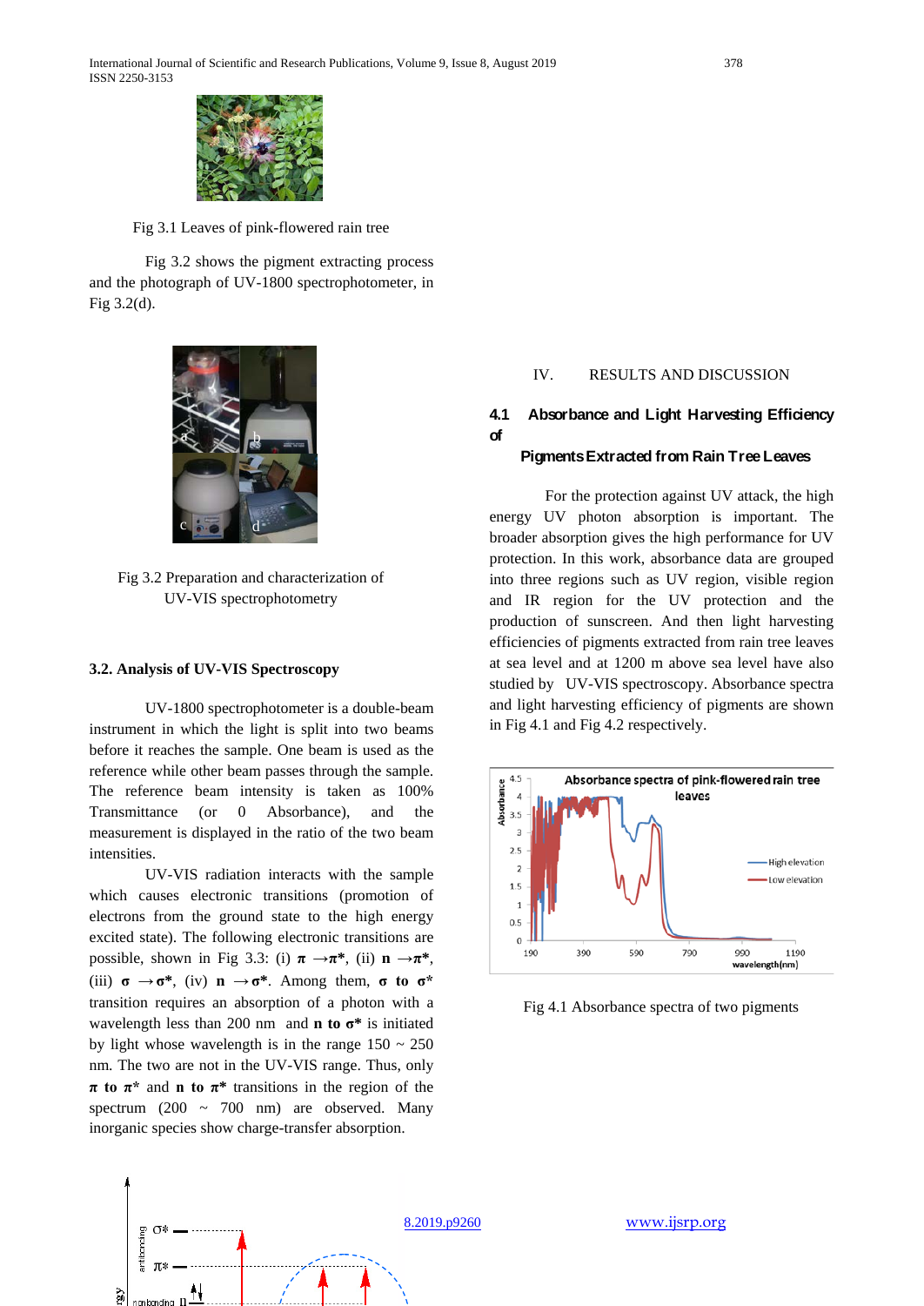Fig 3.1 Leaves of pink-flowered rain tree

Fig 3.2 shows the pigment extracting process and the photograph of UV-1800 spectrophotometer, in Fig 3.2(d).

Fig 3.2 Preparation and characterization of UV-VIS spectrophotometry

### 3.2. Analysis of UV-VIS Spectroscopy

UV-1800 spectrophotometer is a double-beam instrument in which the light is split into two beams before it reaches the sample. One beam is used as the reference while other beam passes through the sample. The reference beam intensity is taken as 100% Transmittance (or 0 Absorbance), and the measurement is displayed in the ratio of the two beam intensities.

UV-VIS radiation interacts with the sample which causes electronic transitions (promotion of electrons from the ground state to the high energy excited state). The following electronic transitions are possible, shown in Fig 3.3: (i) **$\pi \rightarrow \pi^*$**, (ii) **$n \rightarrow \pi^*$**, (iii) **$\sigma \rightarrow \sigma^*$**, (iv) **$n \rightarrow \sigma^*$**. Among them, **$\sigma$ to $\sigma^*$** transition requires an absorption of a photon with a wavelength less than 200 nm and **n to $\sigma^*$** is initiated by light whose wavelength is in the range 150 ~ 250 nm. The two are not in the UV-VIS range. Thus, only **$\pi$ to $\pi^*$** and **n to $\pi^*$** transitions in the region of the spectrum (200 ~ 700 nm) are observed. Many inorganic species show charge-transfer absorption.

## IV. RESULTS AND DISCUSSION

### 4.1 Absorbance and Light Harvesting Efficiency of Pigments Extracted from Rain Tree Leaves

For the protection against UV attack, the high energy UV photon absorption is important. The broader absorption gives the high performance for UV protection. In this work, absorbance data are grouped into three regions such as UV region, visible region and IR region for the UV protection and the production of sunscreen. And then light harvesting efficiencies of pigments extracted from rain tree leaves at sea level and at 1200 m above sea level have also studied by UV-VIS spectroscopy. Absorbance spectra and light harvesting efficiency of pigments are shown in Fig 4.1 and Fig 4.2 respectively.

Fig 4.1 Absorbance spectra of two pigments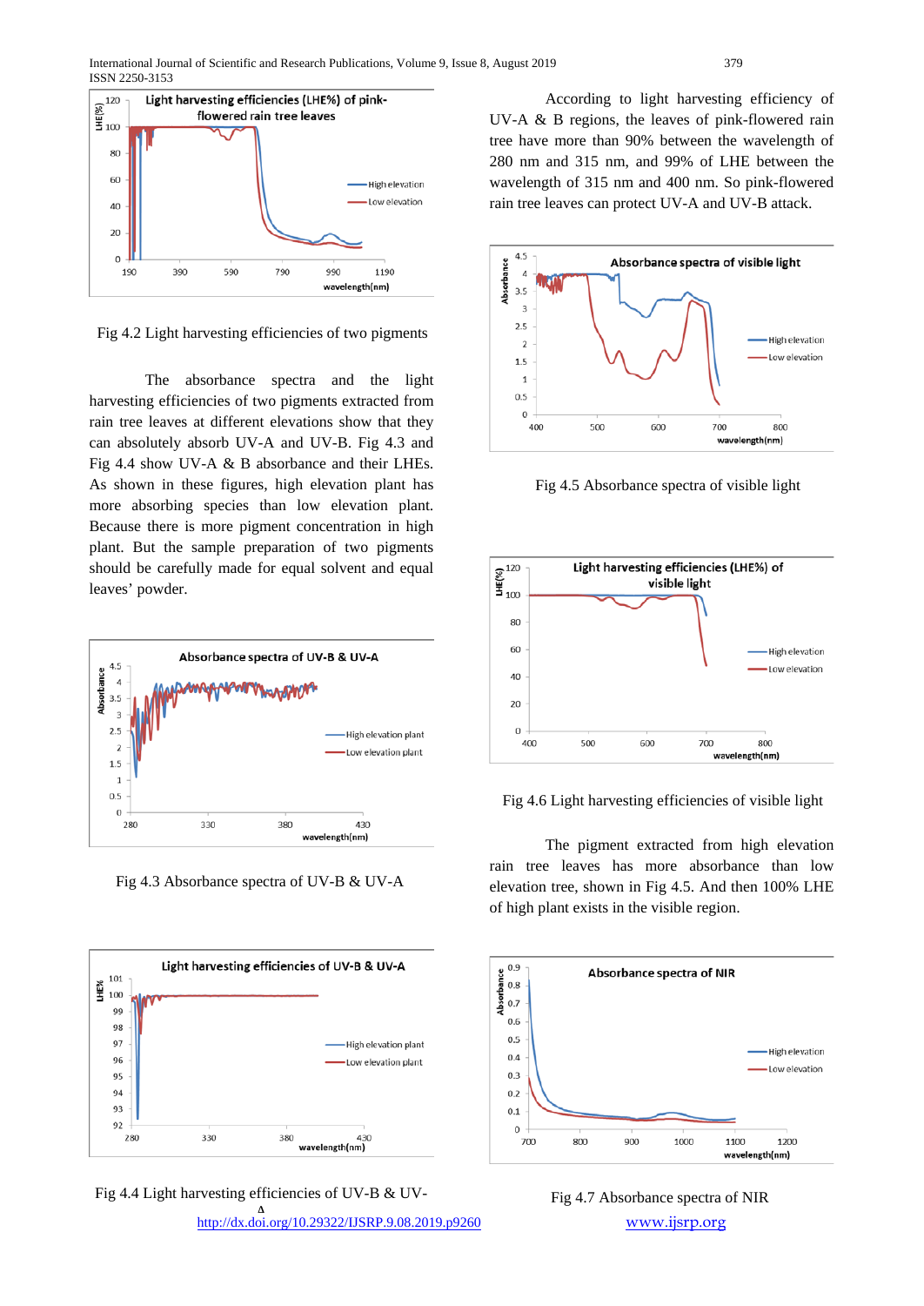Fig 4.2 Light harvesting efficiencies of two pigments

The absorbance spectra and the light harvesting efficiencies of two pigments extracted from rain tree leaves at different elevations show that they can absolutely absorb UV-A and UV-B. Fig 4.3 and Fig 4.4 show UV-A & B absorbance and their LHEs. As shown in these figures, high elevation plant has more absorbing species than low elevation plant. Because there is more pigment concentration in high plant. But the sample preparation of two pigments should be carefully made for equal solvent and equal leaves' powder.

Fig 4.3 Absorbance spectra of UV-B & UV-A

Fig 4.4 Light harvesting efficiencies of UV-B & UV-A

According to light harvesting efficiency of UV-A & B regions, the leaves of pink-flowered rain tree have more than 90% between the wavelength of 280 nm and 315 nm, and 99% of LHE between the wavelength of 315 nm and 400 nm. So pink-flowered rain tree leaves can protect UV-A and UV-B attack.

Fig 4.5 Absorbance spectra of visible light

Fig 4.6 Light harvesting efficiencies of visible light

The pigment extracted from high elevation rain tree leaves has more absorbance than low elevation tree, shown in Fig 4.5. And then 100% LHE of high plant exists in the visible region.

Fig 4.7 Absorbance spectra of NIR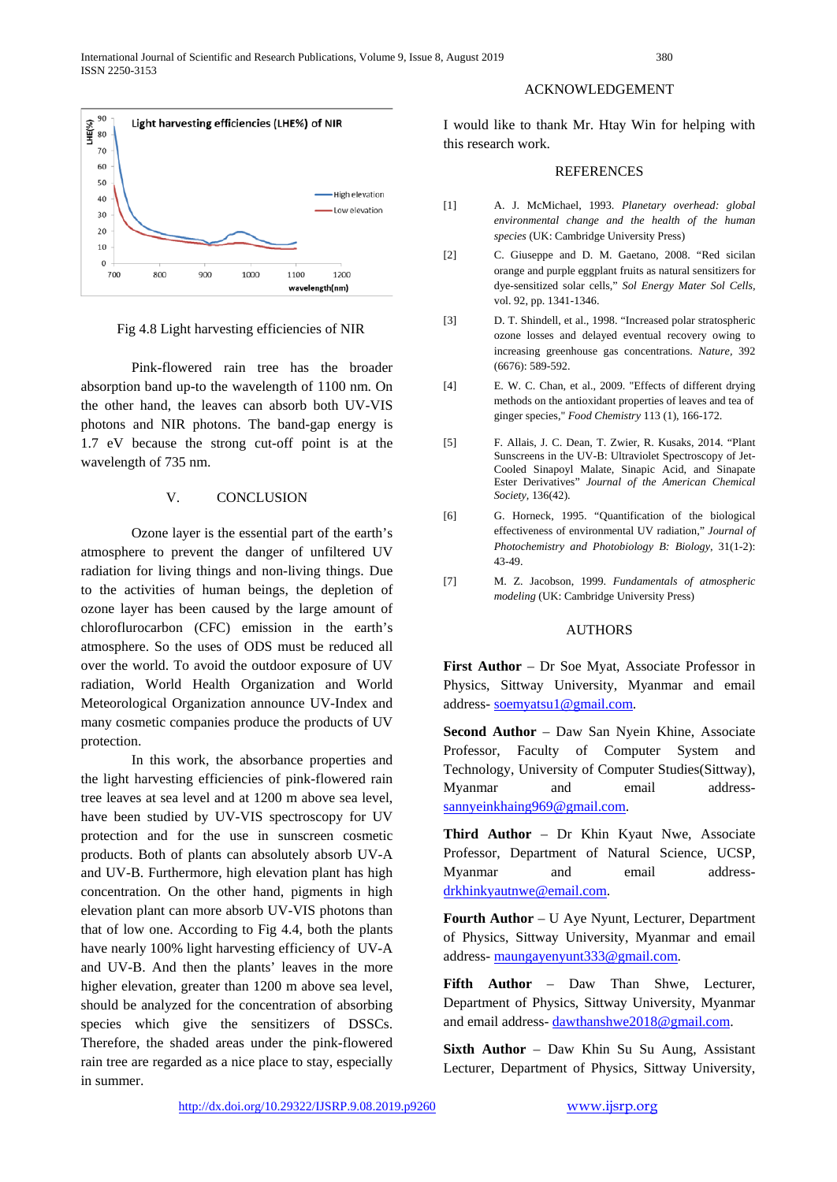Fig 4.8 Light harvesting efficiencies of NIR

Pink-flowered rain tree has the broader absorption band up-to the wavelength of 1100 nm. On the other hand, the leaves can absorb both UV-VIS photons and NIR photons. The band-gap energy is 1.7 eV because the strong cut-off point is at the wavelength of 735 nm.

## V. CONCLUSION

Ozone layer is the essential part of the earth's atmosphere to prevent the danger of unfiltered UV radiation for living things and non-living things. Due to the activities of human beings, the depletion of ozone layer has been caused by the large amount of chloroflurocarbon (CFC) emission in the earth's atmosphere. So the uses of ODS must be reduced all over the world. To avoid the outdoor exposure of UV radiation, World Health Organization and World Meteorological Organization announce UV-Index and many cosmetic companies produce the products of UV protection.

In this work, the absorbance properties and the light harvesting efficiencies of pink-flowered rain tree leaves at sea level and at 1200 m above sea level, have been studied by UV-VIS spectroscopy for UV protection and for the use in sunscreen cosmetic products. Both of plants can absolutely absorb UV-A and UV-B. Furthermore, high elevation plant has high concentration. On the other hand, pigments in high elevation plant can more absorb UV-VIS photons than that of low one. According to Fig 4.4, both the plants have nearly 100% light harvesting efficiency of UV-A and UV-B. And then the plants' leaves in the more higher elevation, greater than 1200 m above sea level, should be analyzed for the concentration of absorbing species which give the sensitizers of DSSCs. Therefore, the shaded areas under the pink-flowered rain tree are regarded as a nice place to stay, especially in summer.

## ACKNOWLEDGEMENT

I would like to thank Mr. Htay Win for helping with this research work.

## REFERENCES

[1] A. J. McMichael, 1993. *Planetary overhead: global environmental change and the health of the human species* (UK: Cambridge University Press)

[2] C. Giuseppe and D. M. Gaetano, 2008. "Red sicilan orange and purple eggplant fruits as natural sensitizers for dye-sensitized solar cells," *Sol Energy Mater Sol Cells*, vol. 92, pp. 1341-1346.

[3] D. T. Shindell, et al., 1998. "Increased polar stratospheric ozone losses and delayed eventual recovery owing to increasing greenhouse gas concentrations. *Nature*, 392 (6676): 589-592.

[4] E. W. C. Chan, et al., 2009. "Effects of different drying methods on the antioxidant properties of leaves and tea of ginger species," *Food Chemistry* 113 (1), 166-172.

[5] F. Allais, J. C. Dean, T. Zwier, R. Kusaks, 2014. "Plant Sunscreens in the UV-B: Ultraviolet Spectroscopy of Jet-Cooled Sinapoyl Malate, Sinapic Acid, and Sinapate Ester Derivatives" *Journal of the American Chemical Society*, 136(42).

[6] G. Horneck, 1995. "Quantification of the biological effectiveness of environmental UV radiation," *Journal of Photochemistry and Photobiology B: Biology*, 31(1-2): 43-49.

[7] M. Z. Jacobson, 1999. *Fundamentals of atmospheric modeling* (UK: Cambridge University Press)

## AUTHORS

**First Author** – Dr Soe Myat, Associate Professor in Physics, Sittway University, Myanmar and email address- soemyatsu1@gmail.com.

**Second Author** – Daw San Nyein Khine, Associate Professor, Faculty of Computer System and Technology, University of Computer Studies(Sittway), Myanmar and email address- sannyeinkhaing969@gmail.com.

**Third Author** – Dr Khin Kyaut Nwe, Associate Professor, Department of Natural Science, UCSP, Myanmar and email address- drkhinkyautnwe@email.com.

**Fourth Author** – U Aye Nyunt, Lecturer, Department of Physics, Sittway University, Myanmar and email address- maungayenyunt333@gmail.com.

**Fifth Author** – Daw Than Shwe, Lecturer, Department of Physics, Sittway University, Myanmar and email address- dawthanshwe2018@gmail.com.

**Sixth Author** – Daw Khin Su Su Aung, Assistant Lecturer, Department of Physics, Sittway University,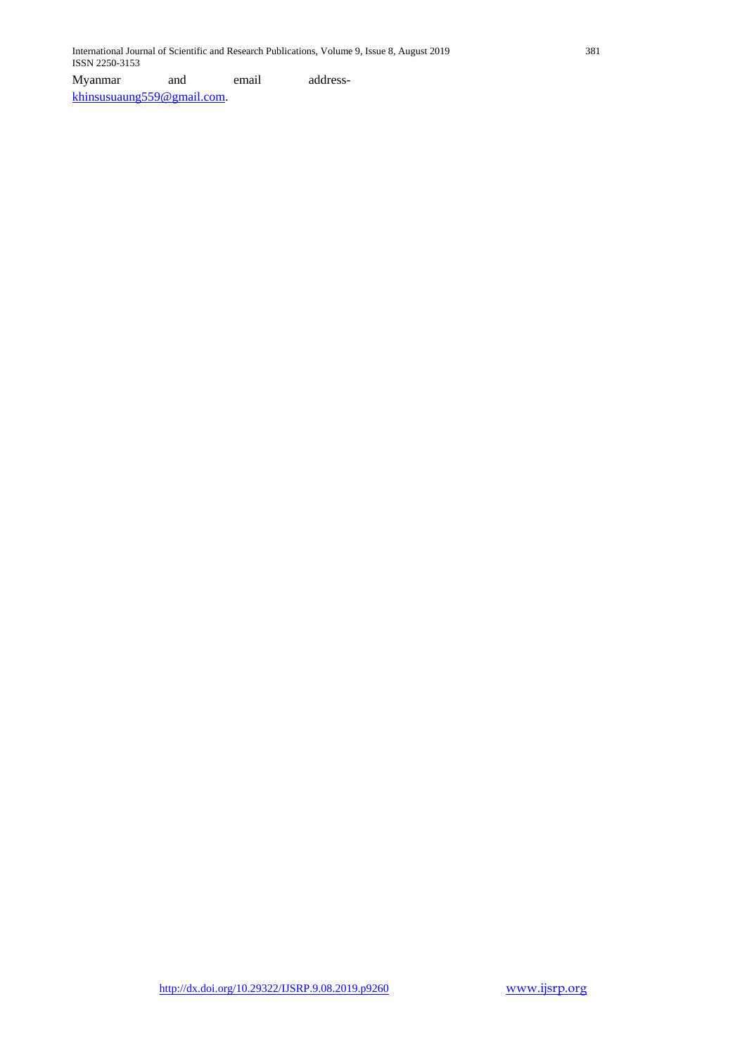Myanmar and email address-khinsusuaung559@gmail.com.